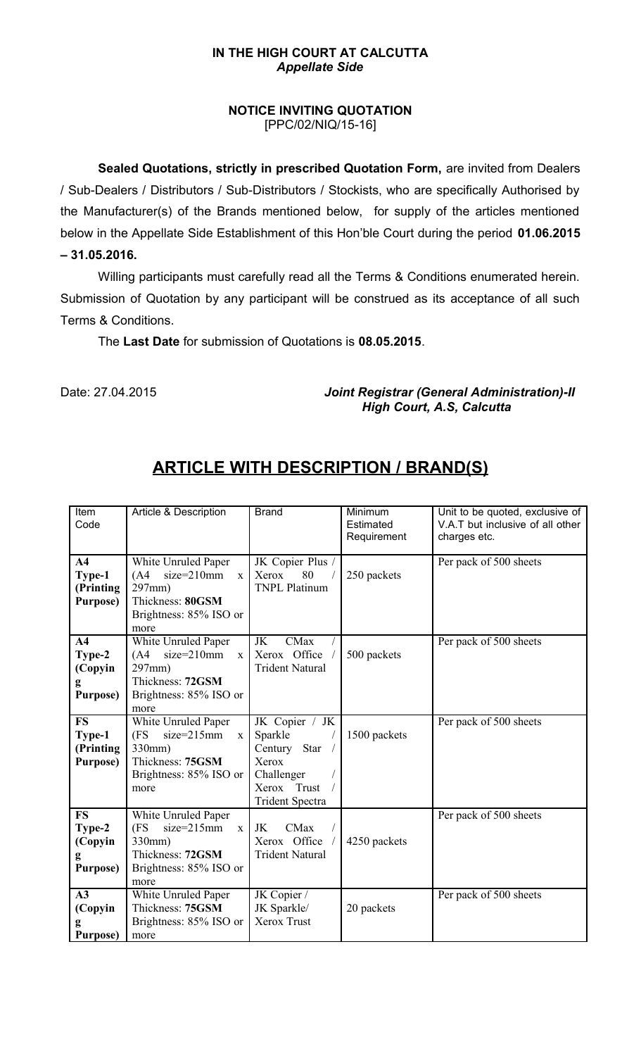**IN THE HIGH COURT AT CALCUTTA**
***Appellate Side***

**NOTICE INVITING QUOTATION**
[PPC/02/NIQ/15-16]

**Sealed Quotations, strictly in prescribed Quotation Form,** are invited from Dealers / Sub-Dealers / Distributors / Sub-Distributors / Stockists, who are specifically Authorised by the Manufacturer(s) of the Brands mentioned below, for supply of the articles mentioned below in the Appellate Side Establishment of this Hon'ble Court during the period **01.06.2015 – 31.05.2016.**

Willing participants must carefully read all the Terms & Conditions enumerated herein. Submission of Quotation by any participant will be construed as its acceptance of all such Terms & Conditions.

The **Last Date** for submission of Quotations is **08.05.2015**.

Date: 27.04.2015

***Joint Registrar (General Administration)-II***
***High Court, A.S, Calcutta***

# ARTICLE WITH DESCRIPTION / BRAND(S)

| Item Code | Article & Description | Brand | Minimum Estimated Requirement | Unit to be quoted, exclusive of V.A.T but inclusive of all other charges etc. |
|---|---|---|---|---|
| **A4 Type-1 (Printing Purpose)** | White Unruled Paper (A4 size=210mm x 297mm) Thickness: **80GSM** Brightness: 85% ISO or more | JK Copier Plus / Xerox 80 / TNPL Platinum | 250 packets | Per pack of 500 sheets |
| **A4 Type-2 (Copying Purpose)** | White Unruled Paper (A4 size=210mm x 297mm) Thickness: **72GSM** Brightness: 85% ISO or more | JK CMax / Xerox Office / Trident Natural | 500 packets | Per pack of 500 sheets |
| **FS Type-1 (Printing Purpose)** | White Unruled Paper (FS size=215mm x 330mm) Thickness: **75GSM** Brightness: 85% ISO or more | JK Copier / JK Sparkle / Century Star / Xerox Challenger / Xerox Trust / Trident Spectra | 1500 packets | Per pack of 500 sheets |
| **FS Type-2 (Copying Purpose)** | White Unruled Paper (FS size=215mm x 330mm) Thickness: **72GSM** Brightness: 85% ISO or more | JK CMax / Xerox Office / Trident Natural | 4250 packets | Per pack of 500 sheets |
| **A3 (Copying Purpose)** | White Unruled Paper Thickness: **75GSM** Brightness: 85% ISO or more | JK Copier / JK Sparkle/ Xerox Trust | 20 packets | Per pack of 500 sheets |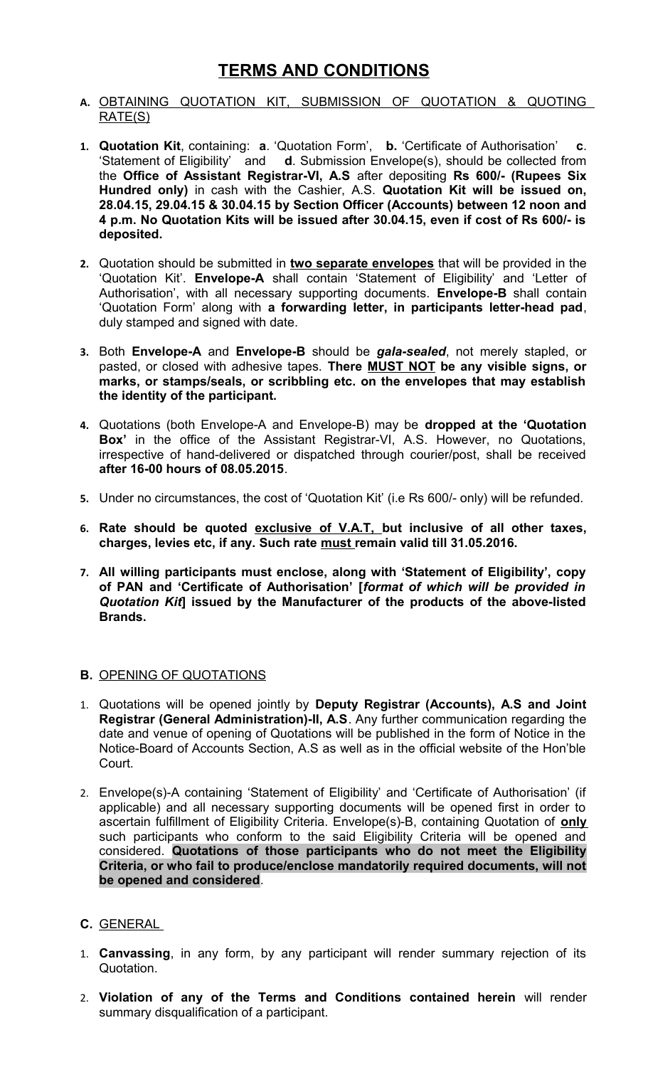# TERMS AND CONDITIONS

**A.** OBTAINING QUOTATION KIT, SUBMISSION OF QUOTATION & QUOTING RATE(S)

1. **Quotation Kit**, containing: **a**. 'Quotation Form', **b.** 'Certificate of Authorisation' **c**. 'Statement of Eligibility' and **d**. Submission Envelope(s), should be collected from the **Office of Assistant Registrar-VI, A.S** after depositing **Rs 600/- (Rupees Six Hundred only)** in cash with the Cashier, A.S. **Quotation Kit will be issued on, 28.04.15, 29.04.15 & 30.04.15 by Section Officer (Accounts) between 12 noon and 4 p.m. No Quotation Kits will be issued after 30.04.15, even if cost of Rs 600/- is deposited.**

2. Quotation should be submitted in **two separate envelopes** that will be provided in the 'Quotation Kit'. **Envelope-A** shall contain 'Statement of Eligibility' and 'Letter of Authorisation', with all necessary supporting documents. **Envelope-B** shall contain 'Quotation Form' along with **a forwarding letter, in participants letter-head pad**, duly stamped and signed with date.

3. Both **Envelope-A** and **Envelope-B** should be ***gala-sealed***, not merely stapled, or pasted, or closed with adhesive tapes. **There MUST NOT be any visible signs, or marks, or stamps/seals, or scribbling etc. on the envelopes that may establish the identity of the participant.**

4. Quotations (both Envelope-A and Envelope-B) may be **dropped at the 'Quotation Box'** in the office of the Assistant Registrar-VI, A.S. However, no Quotations, irrespective of hand-delivered or dispatched through courier/post, shall be received **after 16-00 hours of 08.05.2015**.

5. Under no circumstances, the cost of 'Quotation Kit' (i.e Rs 600/- only) will be refunded.

6. **Rate should be quoted exclusive of V.A.T, but inclusive of all other taxes, charges, levies etc, if any. Such rate must remain valid till 31.05.2016.**

7. **All willing participants must enclose, along with 'Statement of Eligibility', copy of PAN and 'Certificate of Authorisation' [*format of which will be provided in Quotation Kit*] issued by the Manufacturer of the products of the above-listed Brands.**

**B.** OPENING OF QUOTATIONS

1. Quotations will be opened jointly by **Deputy Registrar (Accounts), A.S and Joint Registrar (General Administration)-II, A.S**. Any further communication regarding the date and venue of opening of Quotations will be published in the form of Notice in the Notice-Board of Accounts Section, A.S as well as in the official website of the Hon'ble Court.

2. Envelope(s)-A containing 'Statement of Eligibility' and 'Certificate of Authorisation' (if applicable) and all necessary supporting documents will be opened first in order to ascertain fulfillment of Eligibility Criteria. Envelope(s)-B, containing Quotation of **only** such participants who conform to the said Eligibility Criteria will be opened and considered. **Quotations of those participants who do not meet the Eligibility Criteria, or who fail to produce/enclose mandatorily required documents, will not be opened and considered**.

**C.** GENERAL

1. **Canvassing**, in any form, by any participant will render summary rejection of its Quotation.

2. **Violation of any of the Terms and Conditions contained herein** will render summary disqualification of a participant.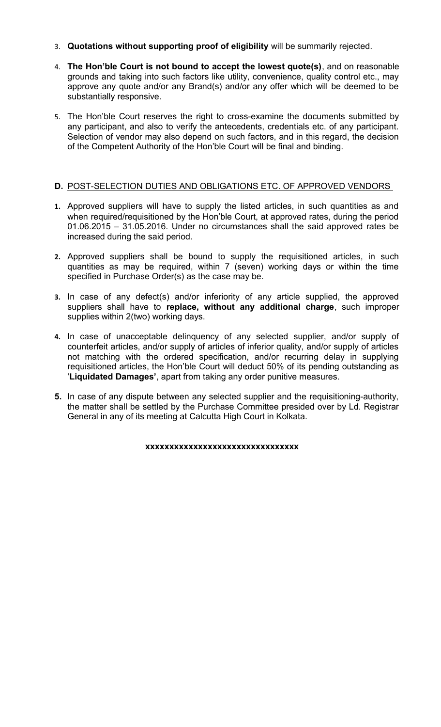3. **Quotations without supporting proof of eligibility** will be summarily rejected.

4. **The Hon'ble Court is not bound to accept the lowest quote(s)**, and on reasonable grounds and taking into such factors like utility, convenience, quality control etc., may approve any quote and/or any Brand(s) and/or any offer which will be deemed to be substantially responsive.

5. The Hon'ble Court reserves the right to cross-examine the documents submitted by any participant, and also to verify the antecedents, credentials etc. of any participant. Selection of vendor may also depend on such factors, and in this regard, the decision of the Competent Authority of the Hon'ble Court will be final and binding.

## D. POST-SELECTION DUTIES AND OBLIGATIONS ETC. OF APPROVED VENDORS

1. Approved suppliers will have to supply the listed articles, in such quantities as and when required/requisitioned by the Hon'ble Court, at approved rates, during the period 01.06.2015 – 31.05.2016. Under no circumstances shall the said approved rates be increased during the said period.

2. Approved suppliers shall be bound to supply the requisitioned articles, in such quantities as may be required, within 7 (seven) working days or within the time specified in Purchase Order(s) as the case may be.

3. In case of any defect(s) and/or inferiority of any article supplied, the approved suppliers shall have to **replace, without any additional charge**, such improper supplies within 2(two) working days.

4. In case of unacceptable delinquency of any selected supplier, and/or supply of counterfeit articles, and/or supply of articles of inferior quality, and/or supply of articles not matching with the ordered specification, and/or recurring delay in supplying requisitioned articles, the Hon'ble Court will deduct 50% of its pending outstanding as '**Liquidated Damages'**, apart from taking any order punitive measures.

5. In case of any dispute between any selected supplier and the requisitioning-authority, the matter shall be settled by the Purchase Committee presided over by Ld. Registrar General in any of its meeting at Calcutta High Court in Kolkata.

**xxxxxxxxxxxxxxxxxxxxxxxxxxxxxxx**